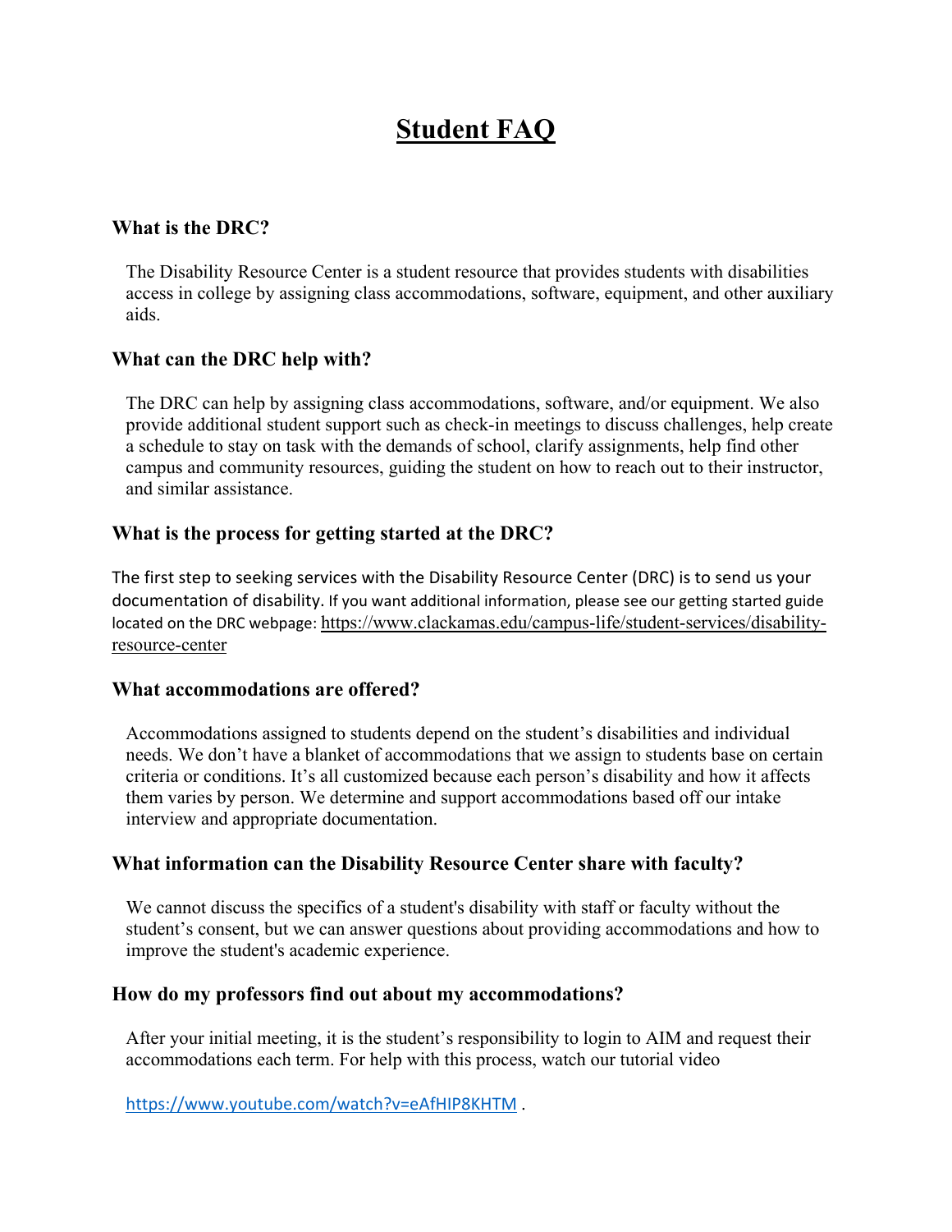# Student FAQ

### What is the DRC?

The Disability Resource Center is a student resource that provides students with disabilities access in college by assigning class accommodations, software, equipment, and other auxiliary aids.

### What can the DRC help with?

The DRC can help by assigning class accommodations, software, and/or equipment. We also provide additional student support such as check-in meetings to discuss challenges, help create a schedule to stay on task with the demands of school, clarify assignments, help find other campus and community resources, guiding the student on how to reach out to their instructor, and similar assistance.

### What is the process for getting started at the DRC?

The first step to seeking services with the Disability Resource Center (DRC) is to send us your documentation of disability. If you want additional information, please see our getting started guide located on the DRC webpage: https://www.clackamas.edu/campus-life/student-services/disability-resource-center

### What accommodations are offered?

Accommodations assigned to students depend on the student's disabilities and individual needs. We don't have a blanket of accommodations that we assign to students base on certain criteria or conditions. It's all customized because each person's disability and how it affects them varies by person. We determine and support accommodations based off our intake interview and appropriate documentation.

### What information can the Disability Resource Center share with faculty?

We cannot discuss the specifics of a student's disability with staff or faculty without the student's consent, but we can answer questions about providing accommodations and how to improve the student's academic experience.

### How do my professors find out about my accommodations?

After your initial meeting, it is the student's responsibility to login to AIM and request their accommodations each term. For help with this process, watch our tutorial video

https://www.youtube.com/watch?v=eAfHIP8KHTM .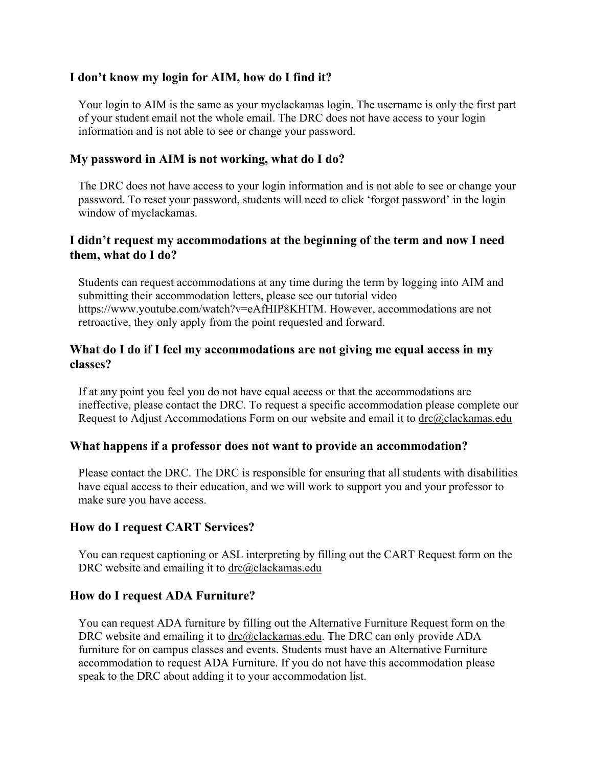### I don't know my login for AIM, how do I find it?

Your login to AIM is the same as your myclackamas login. The username is only the first part of your student email not the whole email. The DRC does not have access to your login information and is not able to see or change your password.

### My password in AIM is not working, what do I do?

The DRC does not have access to your login information and is not able to see or change your password. To reset your password, students will need to click 'forgot password' in the login window of myclackamas.

### I didn't request my accommodations at the beginning of the term and now I need them, what do I do?

Students can request accommodations at any time during the term by logging into AIM and submitting their accommodation letters, please see our tutorial video https://www.youtube.com/watch?v=eAfHIP8KHTM. However, accommodations are not retroactive, they only apply from the point requested and forward.

### What do I do if I feel my accommodations are not giving me equal access in my classes?

If at any point you feel you do not have equal access or that the accommodations are ineffective, please contact the DRC. To request a specific accommodation please complete our Request to Adjust Accommodations Form on our website and email it to drc@clackamas.edu

### What happens if a professor does not want to provide an accommodation?

Please contact the DRC. The DRC is responsible for ensuring that all students with disabilities have equal access to their education, and we will work to support you and your professor to make sure you have access.

### How do I request CART Services?

You can request captioning or ASL interpreting by filling out the CART Request form on the DRC website and emailing it to drc@clackamas.edu

### How do I request ADA Furniture?

You can request ADA furniture by filling out the Alternative Furniture Request form on the DRC website and emailing it to drc@clackamas.edu. The DRC can only provide ADA furniture for on campus classes and events. Students must have an Alternative Furniture accommodation to request ADA Furniture. If you do not have this accommodation please speak to the DRC about adding it to your accommodation list.